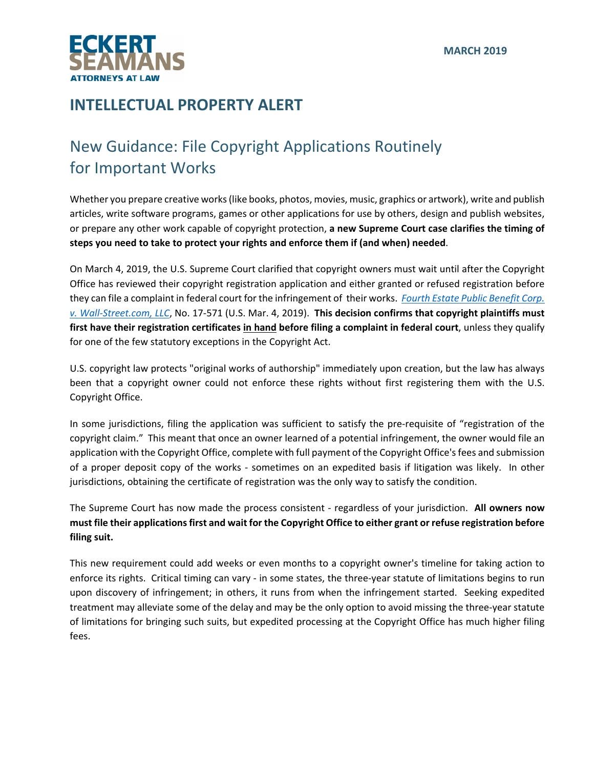ECKERT SEAMANS
ATTORNEYS AT LAW

MARCH 2019

## INTELLECTUAL PROPERTY ALERT

# New Guidance: File Copyright Applications Routinely for Important Works

Whether you prepare creative works (like books, photos, movies, music, graphics or artwork), write and publish articles, write software programs, games or other applications for use by others, design and publish websites, or prepare any other work capable of copyright protection, **a new Supreme Court case clarifies the timing of steps you need to take to protect your rights and enforce them if (and when) needed**.

On March 4, 2019, the U.S. Supreme Court clarified that copyright owners must wait until after the Copyright Office has reviewed their copyright registration application and either granted or refused registration before they can file a complaint in federal court for the infringement of their works. *Fourth Estate Public Benefit Corp. v. Wall-Street.com, LLC*, No. 17-571 (U.S. Mar. 4, 2019). **This decision confirms that copyright plaintiffs must first have their registration certificates <u>in hand</u> before filing a complaint in federal court**, unless they qualify for one of the few statutory exceptions in the Copyright Act.

U.S. copyright law protects "original works of authorship" immediately upon creation, but the law has always been that a copyright owner could not enforce these rights without first registering them with the U.S. Copyright Office.

In some jurisdictions, filing the application was sufficient to satisfy the pre-requisite of "registration of the copyright claim." This meant that once an owner learned of a potential infringement, the owner would file an application with the Copyright Office, complete with full payment of the Copyright Office's fees and submission of a proper deposit copy of the works - sometimes on an expedited basis if litigation was likely. In other jurisdictions, obtaining the certificate of registration was the only way to satisfy the condition.

The Supreme Court has now made the process consistent - regardless of your jurisdiction. **All owners now must file their applications first and wait for the Copyright Office to either grant or refuse registration before filing suit.**

This new requirement could add weeks or even months to a copyright owner's timeline for taking action to enforce its rights. Critical timing can vary - in some states, the three-year statute of limitations begins to run upon discovery of infringement; in others, it runs from when the infringement started. Seeking expedited treatment may alleviate some of the delay and may be the only option to avoid missing the three-year statute of limitations for bringing such suits, but expedited processing at the Copyright Office has much higher filing fees.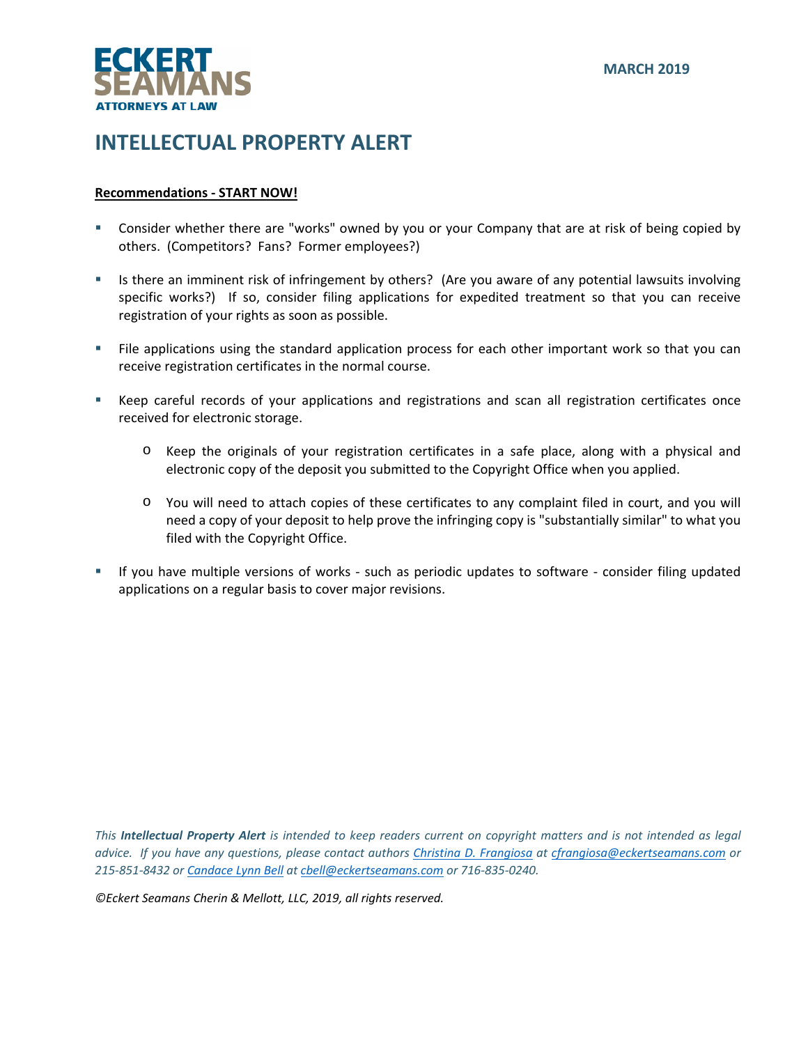# INTELLECTUAL PROPERTY ALERT

**Recommendations - START NOW!**

- Consider whether there are "works" owned by you or your Company that are at risk of being copied by others. (Competitors? Fans? Former employees?)

- Is there an imminent risk of infringement by others? (Are you aware of any potential lawsuits involving specific works?) If so, consider filing applications for expedited treatment so that you can receive registration of your rights as soon as possible.

- File applications using the standard application process for each other important work so that you can receive registration certificates in the normal course.

- Keep careful records of your applications and registrations and scan all registration certificates once received for electronic storage.

  - Keep the originals of your registration certificates in a safe place, along with a physical and electronic copy of the deposit you submitted to the Copyright Office when you applied.

  - You will need to attach copies of these certificates to any complaint filed in court, and you will need a copy of your deposit to help prove the infringing copy is "substantially similar" to what you filed with the Copyright Office.

- If you have multiple versions of works - such as periodic updates to software - consider filing updated applications on a regular basis to cover major revisions.

*This **Intellectual Property Alert** is intended to keep readers current on copyright matters and is not intended as legal advice. If you have any questions, please contact authors Christina D. Frangiosa at cfrangiosa@eckertseamans.com or 215-851-8432 or Candace Lynn Bell at cbell@eckertseamans.com or 716-835-0240.*

*©Eckert Seamans Cherin & Mellott, LLC, 2019, all rights reserved.*